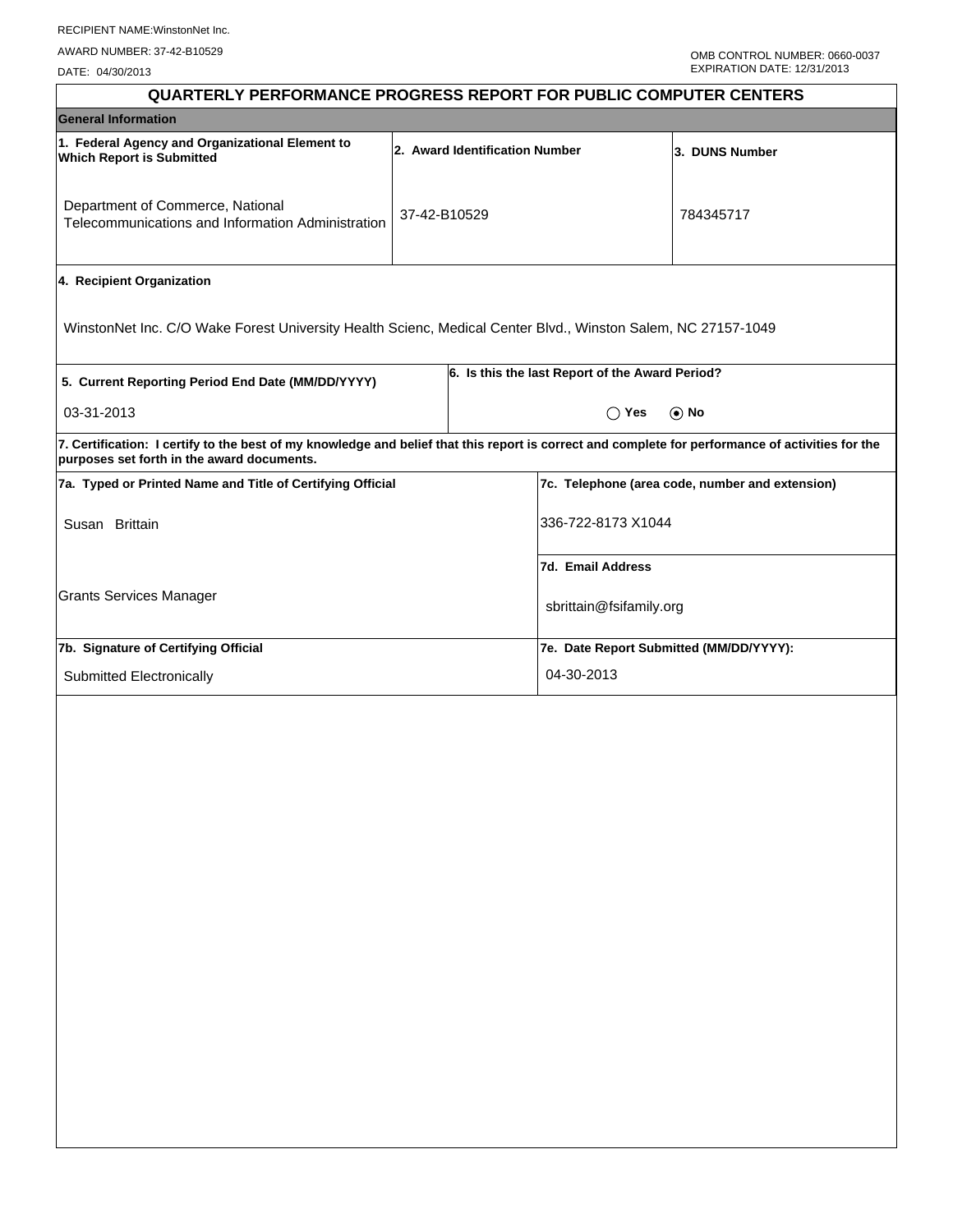RECIPIENT NAME:WinstonNet Inc.

AWARD NUMBER: 37-42-B10529

DATE: 04/30/2013

OMB CONTROL NUMBER: 0660-0037
EXPIRATION DATE: 12/31/2013

# QUARTERLY PERFORMANCE PROGRESS REPORT FOR PUBLIC COMPUTER CENTERS

## General Information

| 1. Federal Agency and Organizational Element to Which Report is Submitted | 2. Award Identification Number | 3. DUNS Number |
|---|---|---|
| Department of Commerce, National Telecommunications and Information Administration | 37-42-B10529 | 784345717 |

**4. Recipient Organization**

WinstonNet Inc. C/O Wake Forest University Health Scienc, Medical Center Blvd., Winston Salem, NC 27157-1049

| 5. Current Reporting Period End Date (MM/DD/YYYY) | 6. Is this the last Report of the Award Period? |
|---|---|
| 03-31-2013 | ◯ Yes ⦿ No |

**7. Certification: I certify to the best of my knowledge and belief that this report is correct and complete for performance of activities for the purposes set forth in the award documents.**

| 7a. Typed or Printed Name and Title of Certifying Official | 7c. Telephone (area code, number and extension) |
|---|---|
| Susan Brittain | 336-722-8173 X1044 |
| | **7d. Email Address** |
| Grants Services Manager | sbrittain@fsifamily.org |
| **7b. Signature of Certifying Official** | **7e. Date Report Submitted (MM/DD/YYYY):** |
| Submitted Electronically | 04-30-2013 |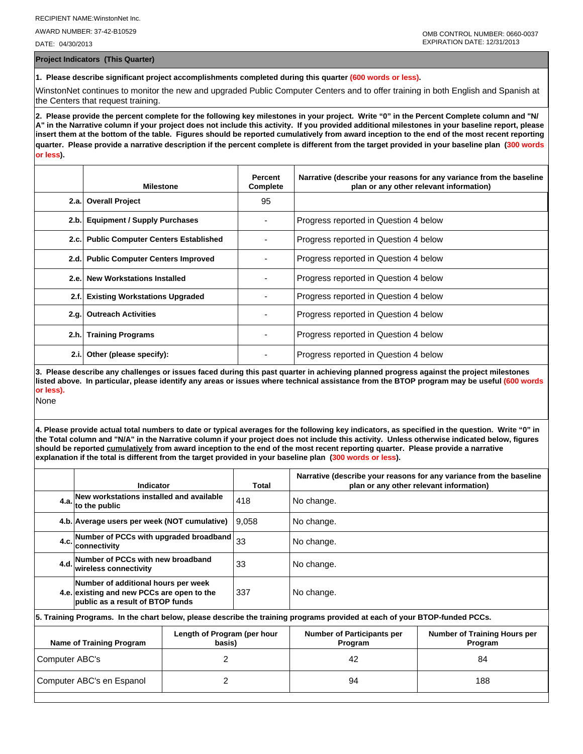RECIPIENT NAME:WinstonNet Inc.

AWARD NUMBER: 37-42-B10529

DATE: 04/30/2013

OMB CONTROL NUMBER: 0660-0037
EXPIRATION DATE: 12/31/2013

## Project Indicators (This Quarter)

**1. Please describe significant project accomplishments completed during this quarter (600 words or less).**

WinstonNet continues to monitor the new and upgraded Public Computer Centers and to offer training in both English and Spanish at the Centers that request training.

**2. Please provide the percent complete for the following key milestones in your project. Write "0" in the Percent Complete column and "N/A" in the Narrative column if your project does not include this activity. If you provided additional milestones in your baseline report, please insert them at the bottom of the table. Figures should be reported cumulatively from award inception to the end of the most recent reporting quarter. Please provide a narrative description if the percent complete is different from the target provided in your baseline plan (300 words or less).**

| | Milestone | Percent Complete | Narrative (describe your reasons for any variance from the baseline plan or any other relevant information) |
|---|---|---|---|
| 2.a. | **Overall Project** | 95 | |
| 2.b. | **Equipment / Supply Purchases** | - | Progress reported in Question 4 below |
| 2.c. | **Public Computer Centers Established** | - | Progress reported in Question 4 below |
| 2.d. | **Public Computer Centers Improved** | - | Progress reported in Question 4 below |
| 2.e. | **New Workstations Installed** | - | Progress reported in Question 4 below |
| 2.f. | **Existing Workstations Upgraded** | - | Progress reported in Question 4 below |
| 2.g. | **Outreach Activities** | - | Progress reported in Question 4 below |
| 2.h. | **Training Programs** | - | Progress reported in Question 4 below |
| 2.i. | **Other (please specify):** | - | Progress reported in Question 4 below |

**3. Please describe any challenges or issues faced during this past quarter in achieving planned progress against the project milestones listed above. In particular, please identify any areas or issues where technical assistance from the BTOP program may be useful (600 words or less).**

None

**4. Please provide actual total numbers to date or typical averages for the following key indicators, as specified in the question. Write "0" in the Total column and "N/A" in the Narrative column if your project does not include this activity. Unless otherwise indicated below, figures should be reported cumulatively from award inception to the end of the most recent reporting quarter. Please provide a narrative explanation if the total is different from the target provided in your baseline plan (300 words or less).**

| | Indicator | Total | Narrative (describe your reasons for any variance from the baseline plan or any other relevant information) |
|---|---|---|---|
| 4.a. | **New workstations installed and available to the public** | 418 | No change. |
| 4.b. | **Average users per week (NOT cumulative)** | 9,058 | No change. |
| 4.c. | **Number of PCCs with upgraded broadband connectivity** | 33 | No change. |
| 4.d. | **Number of PCCs with new broadband wireless connectivity** | 33 | No change. |
| 4.e. | **Number of additional hours per week existing and new PCCs are open to the public as a result of BTOP funds** | 337 | No change. |

**5. Training Programs. In the chart below, please describe the training programs provided at each of your BTOP-funded PCCs.**

| Name of Training Program | Length of Program (per hour basis) | Number of Participants per Program | Number of Training Hours per Program |
|---|---|---|---|
| Computer ABC's | 2 | 42 | 84 |
| Computer ABC's en Espanol | 2 | 94 | 188 |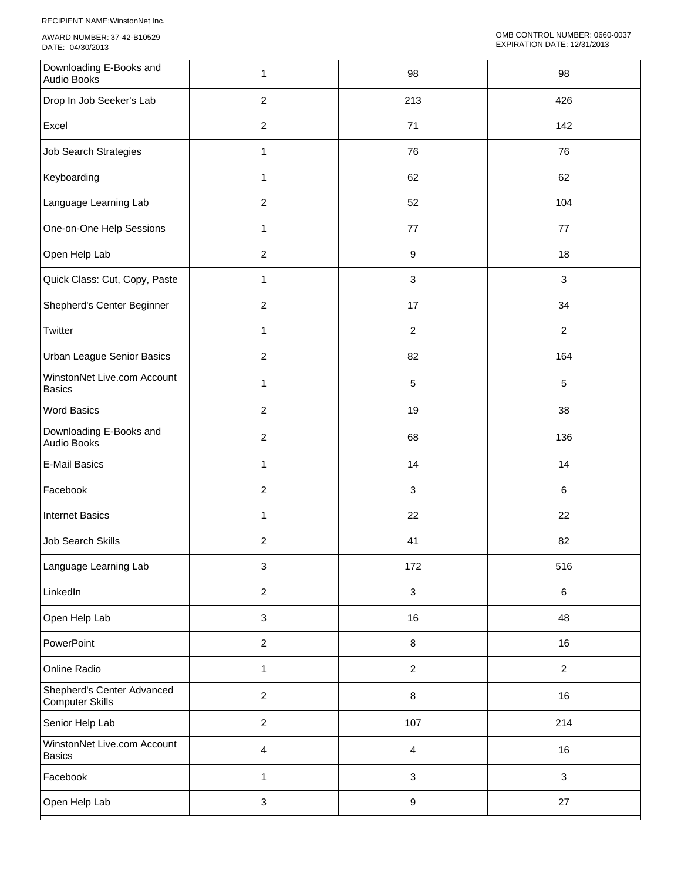RECIPIENT NAME:WinstonNet Inc.

AWARD NUMBER: 37-42-B10529
DATE: 04/30/2013

OMB CONTROL NUMBER: 0660-0037
EXPIRATION DATE: 12/31/2013

| | | | |
|---|---|---|---|
| Downloading E-Books and Audio Books | 1 | 98 | 98 |
| Drop In Job Seeker's Lab | 2 | 213 | 426 |
| Excel | 2 | 71 | 142 |
| Job Search Strategies | 1 | 76 | 76 |
| Keyboarding | 1 | 62 | 62 |
| Language Learning Lab | 2 | 52 | 104 |
| One-on-One Help Sessions | 1 | 77 | 77 |
| Open Help Lab | 2 | 9 | 18 |
| Quick Class: Cut, Copy, Paste | 1 | 3 | 3 |
| Shepherd's Center Beginner | 2 | 17 | 34 |
| Twitter | 1 | 2 | 2 |
| Urban League Senior Basics | 2 | 82 | 164 |
| WinstonNet Live.com Account Basics | 1 | 5 | 5 |
| Word Basics | 2 | 19 | 38 |
| Downloading E-Books and Audio Books | 2 | 68 | 136 |
| E-Mail Basics | 1 | 14 | 14 |
| Facebook | 2 | 3 | 6 |
| Internet Basics | 1 | 22 | 22 |
| Job Search Skills | 2 | 41 | 82 |
| Language Learning Lab | 3 | 172 | 516 |
| LinkedIn | 2 | 3 | 6 |
| Open Help Lab | 3 | 16 | 48 |
| PowerPoint | 2 | 8 | 16 |
| Online Radio | 1 | 2 | 2 |
| Shepherd's Center Advanced Computer Skills | 2 | 8 | 16 |
| Senior Help Lab | 2 | 107 | 214 |
| WinstonNet Live.com Account Basics | 4 | 4 | 16 |
| Facebook | 1 | 3 | 3 |
| Open Help Lab | 3 | 9 | 27 |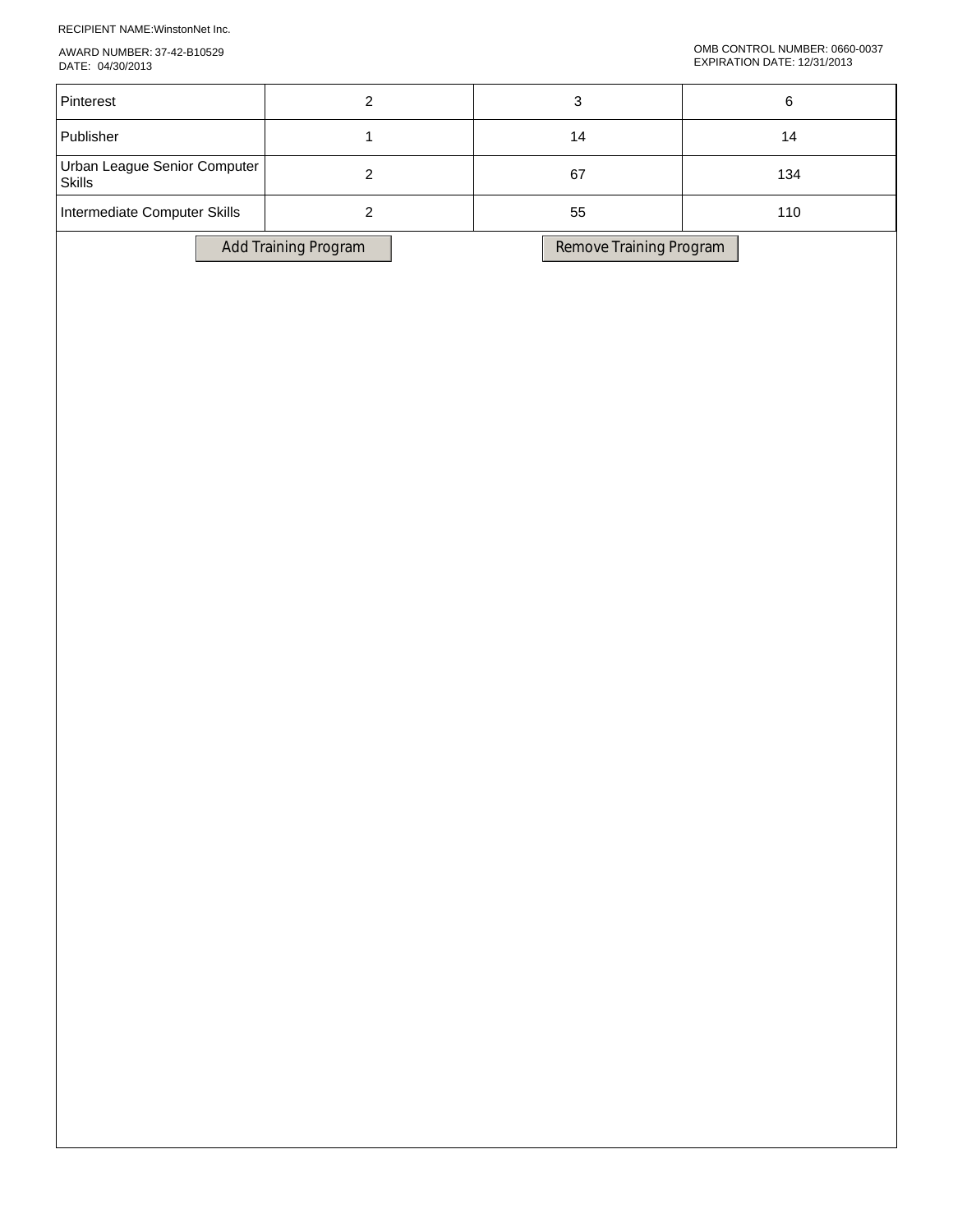| Pinterest | 2 | 3 | 6 |
|---|---|---|---|
| Publisher | 1 | 14 | 14 |
| Urban League Senior Computer Skills | 2 | 67 | 134 |
| Intermediate Computer Skills | 2 | 55 | 110 |

Add Training Program

Remove Training Program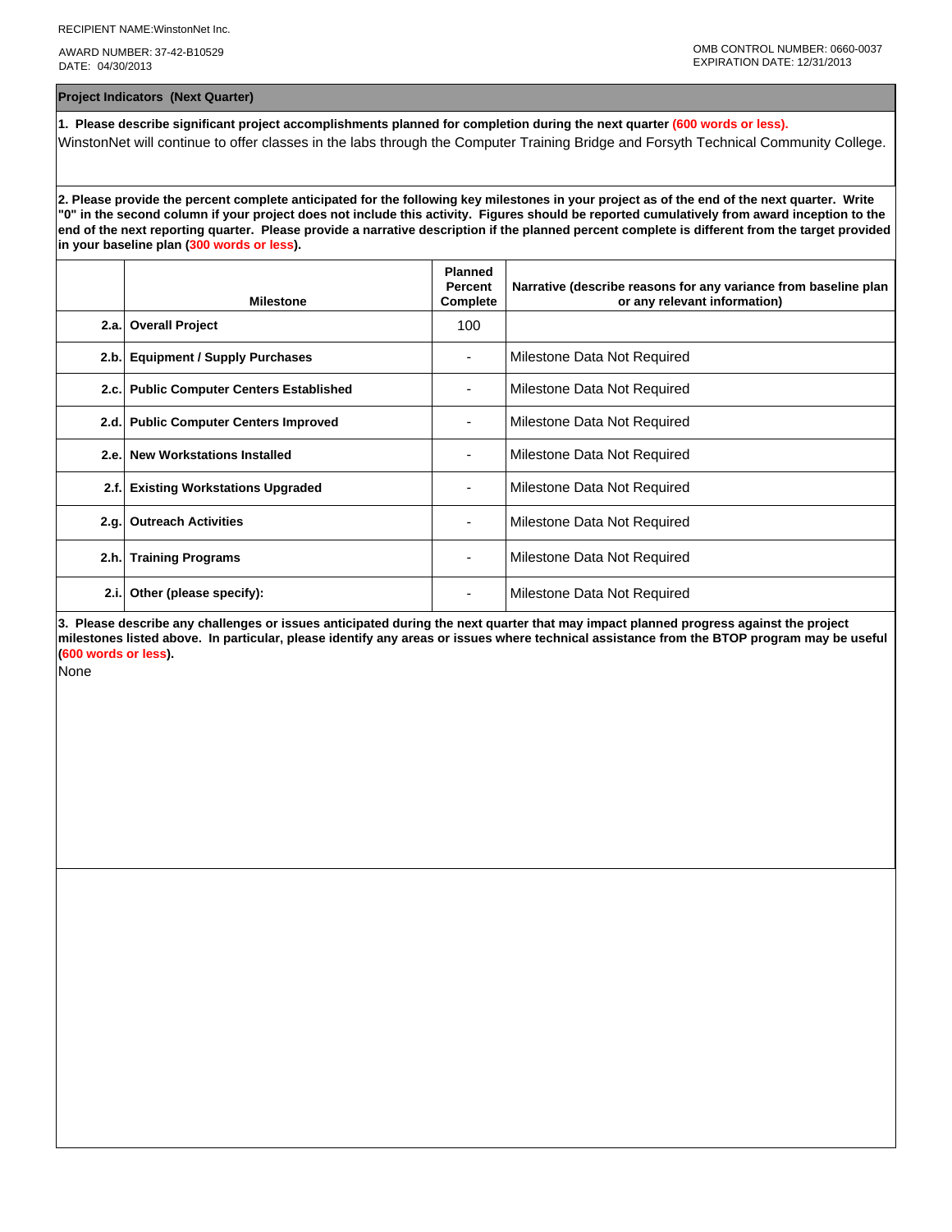RECIPIENT NAME:WinstonNet Inc.

AWARD NUMBER: 37-42-B10529
DATE: 04/30/2013

OMB CONTROL NUMBER: 0660-0037
EXPIRATION DATE: 12/31/2013

## Project Indicators (Next Quarter)

**1. Please describe significant project accomplishments planned for completion during the next quarter (600 words or less).**

WinstonNet will continue to offer classes in the labs through the Computer Training Bridge and Forsyth Technical Community College.

**2. Please provide the percent complete anticipated for the following key milestones in your project as of the end of the next quarter. Write "0" in the second column if your project does not include this activity. Figures should be reported cumulatively from award inception to the end of the next reporting quarter. Please provide a narrative description if the planned percent complete is different from the target provided in your baseline plan (300 words or less).**

| | Milestone | Planned Percent Complete | Narrative (describe reasons for any variance from baseline plan or any relevant information) |
|---|---|---|---|
| 2.a. | **Overall Project** | 100 | |
| 2.b. | **Equipment / Supply Purchases** | - | Milestone Data Not Required |
| 2.c. | **Public Computer Centers Established** | - | Milestone Data Not Required |
| 2.d. | **Public Computer Centers Improved** | - | Milestone Data Not Required |
| 2.e. | **New Workstations Installed** | - | Milestone Data Not Required |
| 2.f. | **Existing Workstations Upgraded** | - | Milestone Data Not Required |
| 2.g. | **Outreach Activities** | - | Milestone Data Not Required |
| 2.h. | **Training Programs** | - | Milestone Data Not Required |
| 2.i. | **Other (please specify):** | - | Milestone Data Not Required |

**3. Please describe any challenges or issues anticipated during the next quarter that may impact planned progress against the project milestones listed above. In particular, please identify any areas or issues where technical assistance from the BTOP program may be useful (600 words or less).**

None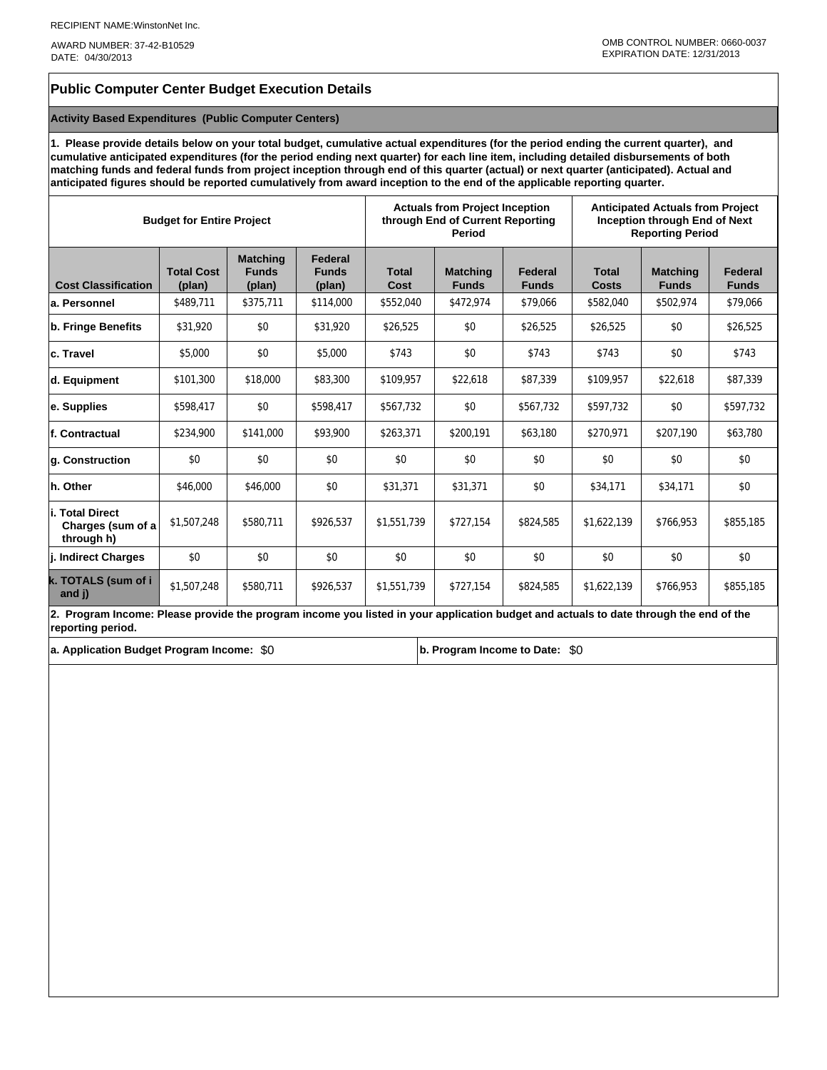RECIPIENT NAME:WinstonNet Inc.

AWARD NUMBER: 37-42-B10529
DATE: 04/30/2013

OMB CONTROL NUMBER: 0660-0037
EXPIRATION DATE: 12/31/2013

## Public Computer Center Budget Execution Details

**Activity Based Expenditures (Public Computer Centers)**

**1. Please provide details below on your total budget, cumulative actual expenditures (for the period ending the current quarter), and cumulative anticipated expenditures (for the period ending next quarter) for each line item, including detailed disbursements of both matching funds and federal funds from project inception through end of this quarter (actual) or next quarter (anticipated). Actual and anticipated figures should be reported cumulatively from award inception to the end of the applicable reporting quarter.**

| | Budget for Entire Project | | | Actuals from Project Inception through End of Current Reporting Period | | | Anticipated Actuals from Project Inception through End of Next Reporting Period | | |
|---|---|---|---|---|---|---|---|---|---|
| **Cost Classification** | **Total Cost (plan)** | **Matching Funds (plan)** | **Federal Funds (plan)** | **Total Cost** | **Matching Funds** | **Federal Funds** | **Total Costs** | **Matching Funds** | **Federal Funds** |
| a. Personnel | $489,711 | $375,711 | $114,000 | $552,040 | $472,974 | $79,066 | $582,040 | $502,974 | $79,066 |
| b. Fringe Benefits | $31,920 | $0 | $31,920 | $26,525 | $0 | $26,525 | $26,525 | $0 | $26,525 |
| c. Travel | $5,000 | $0 | $5,000 | $743 | $0 | $743 | $743 | $0 | $743 |
| d. Equipment | $101,300 | $18,000 | $83,300 | $109,957 | $22,618 | $87,339 | $109,957 | $22,618 | $87,339 |
| e. Supplies | $598,417 | $0 | $598,417 | $567,732 | $0 | $567,732 | $597,732 | $0 | $597,732 |
| f. Contractual | $234,900 | $141,000 | $93,900 | $263,371 | $200,191 | $63,180 | $270,971 | $207,190 | $63,780 |
| g. Construction | $0 | $0 | $0 | $0 | $0 | $0 | $0 | $0 | $0 |
| h. Other | $46,000 | $46,000 | $0 | $31,371 | $31,371 | $0 | $34,171 | $34,171 | $0 |
| i. Total Direct Charges (sum of a through h) | $1,507,248 | $580,711 | $926,537 | $1,551,739 | $727,154 | $824,585 | $1,622,139 | $766,953 | $855,185 |
| j. Indirect Charges | $0 | $0 | $0 | $0 | $0 | $0 | $0 | $0 | $0 |
| k. TOTALS (sum of i and j) | $1,507,248 | $580,711 | $926,537 | $1,551,739 | $727,154 | $824,585 | $1,622,139 | $766,953 | $855,185 |

**2. Program Income: Please provide the program income you listed in your application budget and actuals to date through the end of the reporting period.**

**a. Application Budget Program Income:** $0

**b. Program Income to Date:** $0